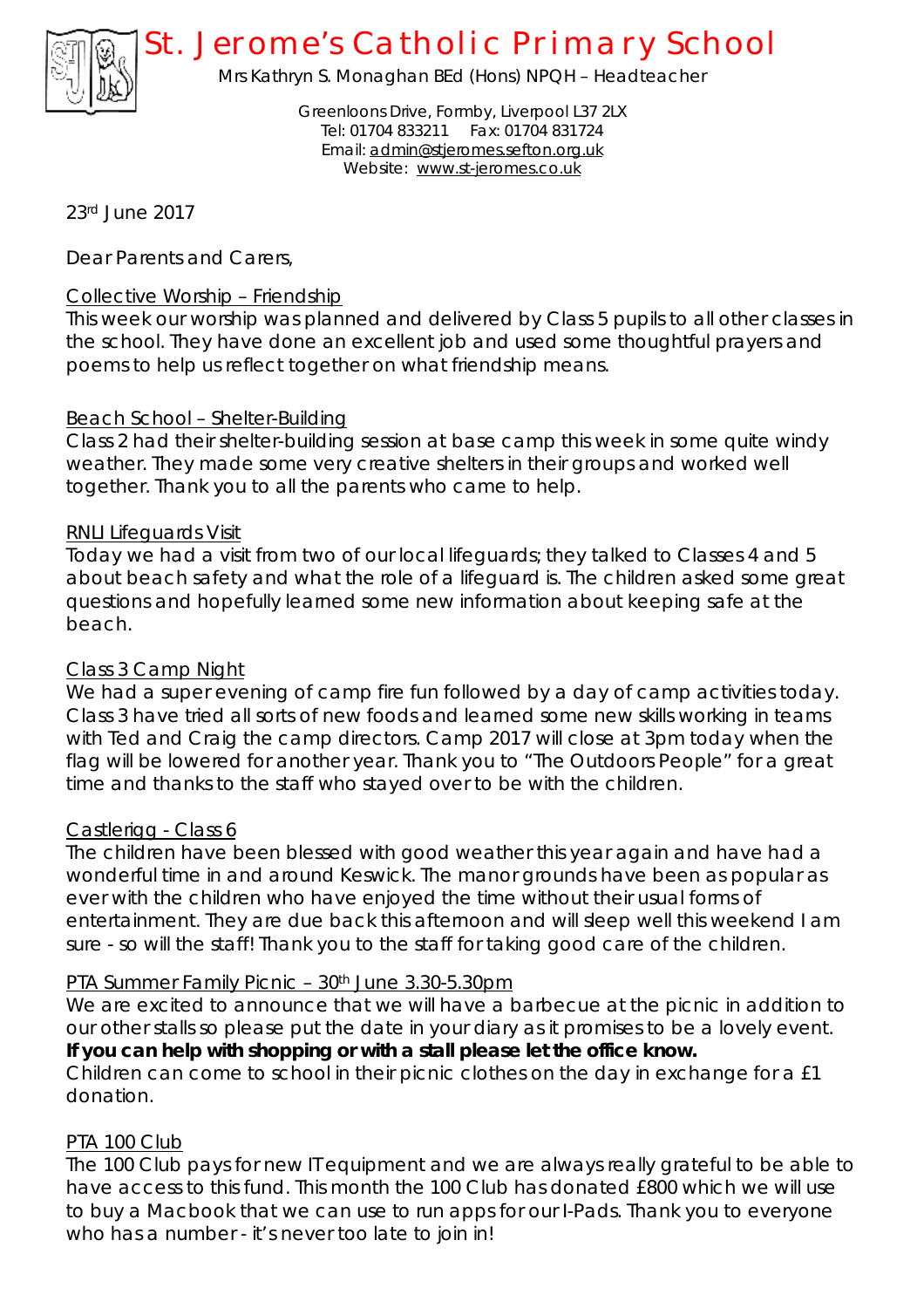# St. Jerome's Catholic Primary School

Mrs Kathryn S. Monaghan BEd (Hons) NPQH – Headteacher

Greenloons Drive, Formby, Liverpool L37 2LX
Tel: 01704 833211 Fax: 01704 831724
Email: admin@stjeromes.sefton.org.uk
Website: www.st-jeromes.co.uk

23rd June 2017

Dear Parents and Carers,

## Collective Worship – Friendship

This week our worship was planned and delivered by Class 5 pupils to all other classes in the school. They have done an excellent job and used some thoughtful prayers and poems to help us reflect together on what friendship means.

## Beach School – Shelter-Building

Class 2 had their shelter-building session at base camp this week in some quite windy weather. They made some very creative shelters in their groups and worked well together. Thank you to all the parents who came to help.

## RNLI Lifeguards Visit

Today we had a visit from two of our local lifeguards; they talked to Classes 4 and 5 about beach safety and what the role of a lifeguard is. The children asked some great questions and hopefully learned some new information about keeping safe at the beach.

## Class 3 Camp Night

We had a super evening of camp fire fun followed by a day of camp activities today. Class 3 have tried all sorts of new foods and learned some new skills working in teams with Ted and Craig the camp directors. Camp 2017 will close at 3pm today when the flag will be lowered for another year. Thank you to "The Outdoors People" for a great time and thanks to the staff who stayed over to be with the children.

## Castlerigg - Class 6

The children have been blessed with good weather this year again and have had a wonderful time in and around Keswick. The manor grounds have been as popular as ever with the children who have enjoyed the time without their usual forms of entertainment. They are due back this afternoon and will sleep well this weekend I am sure - so will the staff! Thank you to the staff for taking good care of the children.

## PTA Summer Family Picnic – 30th June 3.30-5.30pm

We are excited to announce that we will have a barbecue at the picnic in addition to our other stalls so please put the date in your diary as it promises to be a lovely event.
**If you can help with shopping or with a stall please let the office know.**
Children can come to school in their picnic clothes on the day in exchange for a £1 donation.

## PTA 100 Club

The 100 Club pays for new IT equipment and we are always really grateful to be able to have access to this fund. This month the 100 Club has donated £800 which we will use to buy a Macbook that we can use to run apps for our I-Pads. Thank you to everyone who has a number - it's never too late to join in!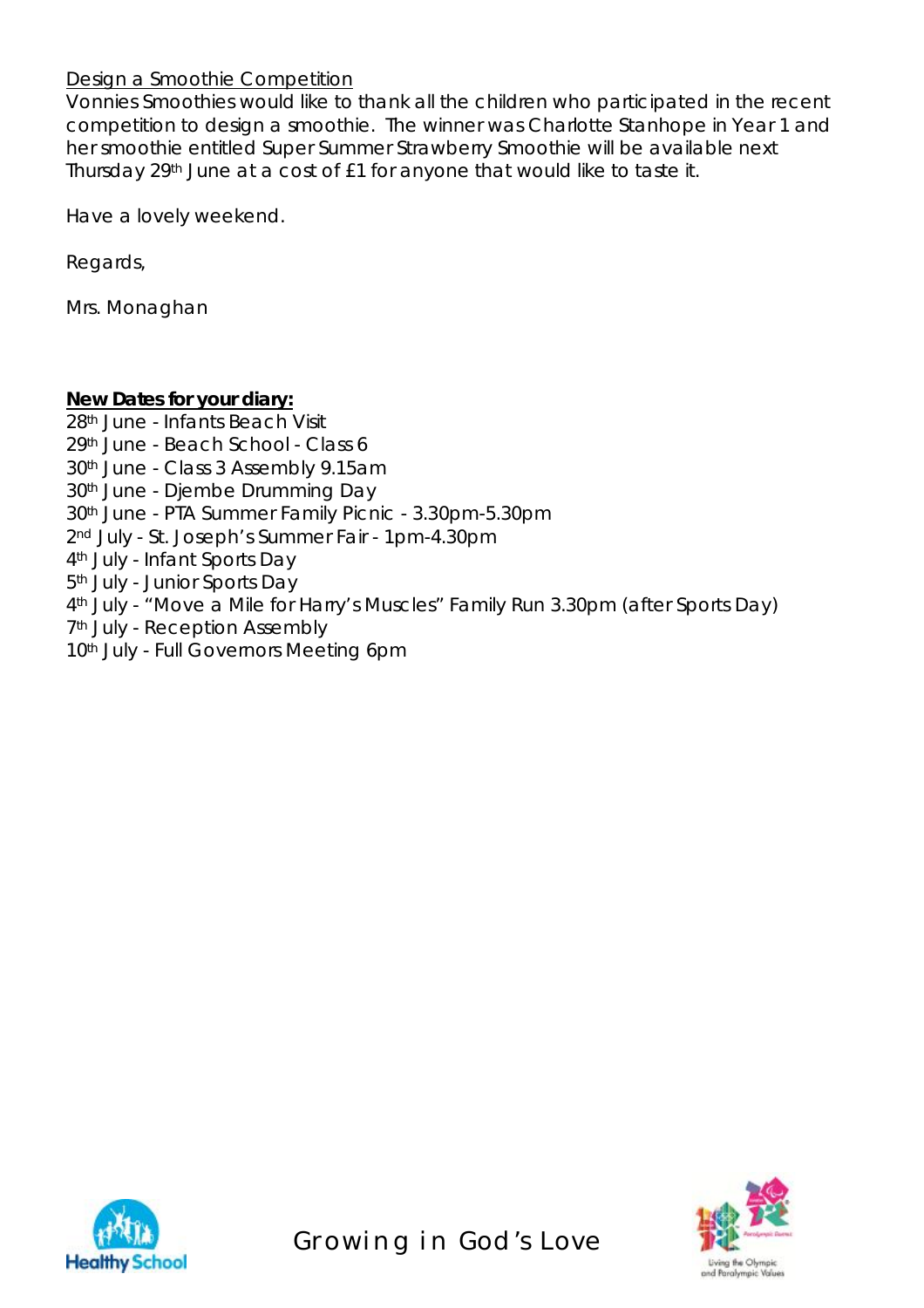Design a Smoothie Competition

Vonnies Smoothies would like to thank all the children who participated in the recent competition to design a smoothie. The winner was Charlotte Stanhope in Year 1 and her smoothie entitled Super Summer Strawberry Smoothie will be available next Thursday 29th June at a cost of £1 for anyone that would like to taste it.

Have a lovely weekend.

Regards,

Mrs. Monaghan

**New Dates for your diary:**

28th June - Infants Beach Visit
29th June - Beach School - Class 6
30th June - Class 3 Assembly 9.15am
30th June - Djembe Drumming Day
30th June - PTA Summer Family Picnic - 3.30pm-5.30pm
2nd July - St. Joseph's Summer Fair - 1pm-4.30pm
4th July - Infant Sports Day
5th July - Junior Sports Day
4th July - "Move a Mile for Harry's Muscles" Family Run 3.30pm (after Sports Day)
7th July - Reception Assembly
10th July - Full Governors Meeting 6pm

Growing in God's Love